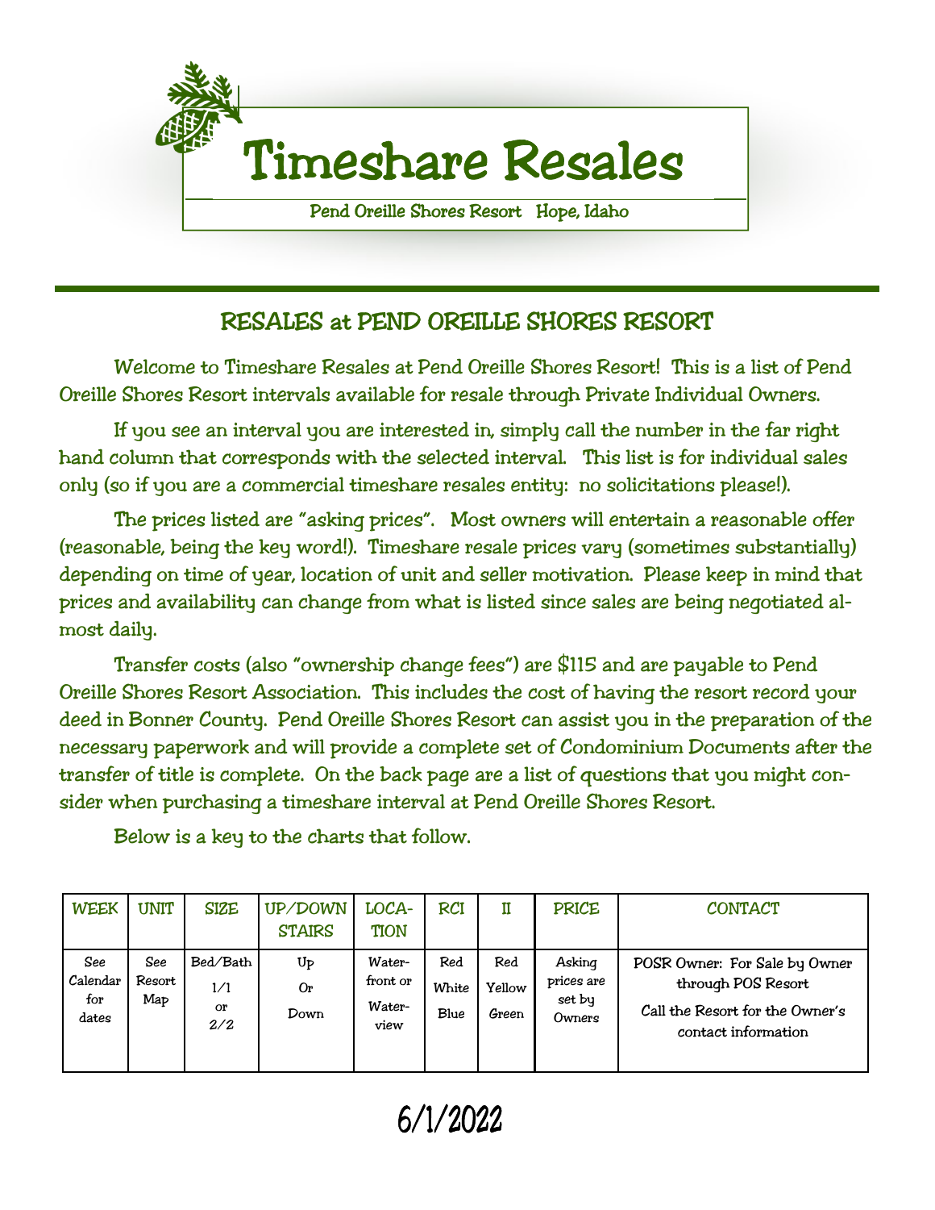# Timeshare Resales

Pend Oreille Shores Resort   Hope, Idaho

## RESALES at PEND OREILLE SHORES RESORT

Welcome to Timeshare Resales at Pend Oreille Shores Resort! This is a list of Pend Oreille Shores Resort intervals available for resale through Private Individual Owners.

If you see an interval you are interested in, simply call the number in the far right hand column that corresponds with the selected interval. This list is for individual sales only (so if you are a commercial timeshare resales entity: no solicitations please!).

The prices listed are "asking prices". Most owners will entertain a reasonable offer (reasonable, being the key word!). Timeshare resale prices vary (sometimes substantially) depending on time of year, location of unit and seller motivation. Please keep in mind that prices and availability can change from what is listed since sales are being negotiated almost daily.

Transfer costs (also "ownership change fees") are $115 and are payable to Pend Oreille Shores Resort Association. This includes the cost of having the resort record your deed in Bonner County. Pend Oreille Shores Resort can assist you in the preparation of the necessary paperwork and will provide a complete set of Condominium Documents after the transfer of title is complete. On the back page are a list of questions that you might consider when purchasing a timeshare interval at Pend Oreille Shores Resort.

Below is a key to the charts that follow.

| WEEK | UNIT | SIZE | UP/DOWN STAIRS | LOCATION | RCI | II | PRICE | CONTACT |
|---|---|---|---|---|---|---|---|---|
| See Calendar for dates | See Resort Map | Bed/Bath 1/1 or 2/2 | Up Or Down | Waterfront or Waterview | Red White Blue | Red Yellow Green | Asking prices are set by Owners | POSR Owner: For Sale by Owner through POS Resort<br>Call the Resort for the Owner's contact information |

6/1/2022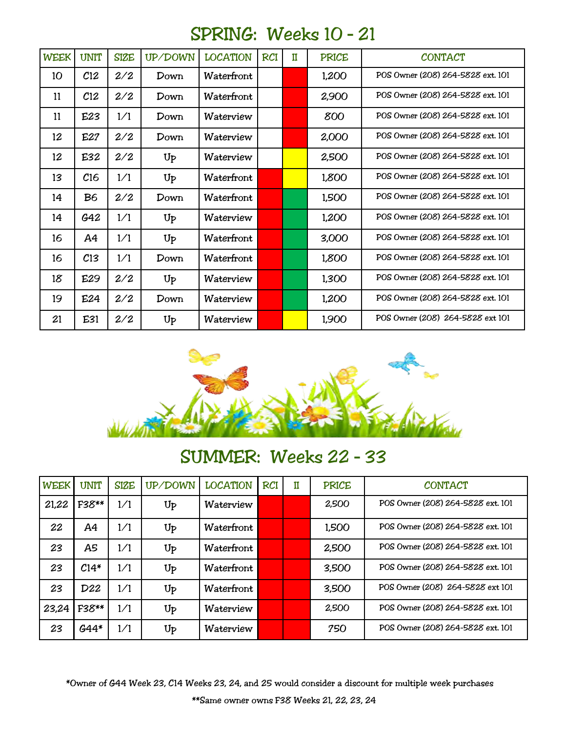## SPRING: Weeks 10 - 21

| WEEK | UNIT | SIZE | UP/DOWN | LOCATION | RCI | II | PRICE | CONTACT |
|---|---|---|---|---|---|---|---|---|
| 10 | C12 | 2/2 | Down | Waterfront | | | 1,200 | POS Owner (208) 264-5828 ext. 101 |
| 11 | C12 | 2/2 | Down | Waterfront | | | 2,900 | POS Owner (208) 264-5828 ext. 101 |
| 11 | E23 | 1/1 | Down | Waterview | | | 800 | POS Owner (208) 264-5828 ext. 101 |
| 12 | E27 | 2/2 | Down | Waterview | | | 2,000 | POS Owner (208) 264-5828 ext. 101 |
| 12 | E32 | 2/2 | Up | Waterview | | | 2,500 | POS Owner (208) 264-5828 ext. 101 |
| 13 | C16 | 1/1 | Up | Waterfront | | | 1,800 | POS Owner (208) 264-5828 ext. 101 |
| 14 | B6 | 2/2 | Down | Waterfront | | | 1,500 | POS Owner (208) 264-5828 ext. 101 |
| 14 | G42 | 1/1 | Up | Waterview | | | 1,200 | POS Owner (208) 264-5828 ext. 101 |
| 16 | A4 | 1/1 | Up | Waterfront | | | 3,000 | POS Owner (208) 264-5828 ext. 101 |
| 16 | C13 | 1/1 | Down | Waterfront | | | 1,800 | POS Owner (208) 264-5828 ext. 101 |
| 18 | E29 | 2/2 | Up | Waterview | | | 1,300 | POS Owner (208) 264-5828 ext. 101 |
| 19 | E24 | 2/2 | Down | Waterview | | | 1,200 | POS Owner (208) 264-5828 ext. 101 |
| 21 | E31 | 2/2 | Up | Waterview | | | 1,900 | POS Owner (208) 264-5828 ext 101 |

## SUMMER: Weeks 22 - 33

| WEEK | UNIT | SIZE | UP/DOWN | LOCATION | RCI | II | PRICE | CONTACT |
|---|---|---|---|---|---|---|---|---|
| 21,22 | F38** | 1/1 | Up | Waterview | | | 2,500 | POS Owner (208) 264-5828 ext. 101 |
| 22 | A4 | 1/1 | Up | Waterfront | | | 1,500 | POS Owner (208) 264-5828 ext. 101 |
| 23 | A5 | 1/1 | Up | Waterfront | | | 2,500 | POS Owner (208) 264-5828 ext. 101 |
| 23 | C14* | 1/1 | Up | Waterfront | | | 3,500 | POS Owner (208) 264-5828 ext. 101 |
| 23 | D22 | 1/1 | Up | Waterfront | | | 3,500 | POS Owner (208) 264-5828 ext 101 |
| 23,24 | F38** | 1/1 | Up | Waterview | | | 2,500 | POS Owner (208) 264-5828 ext. 101 |
| 23 | G44* | 1/1 | Up | Waterview | | | 750 | POS Owner (208) 264-5828 ext. 101 |

*Owner of G44 Week 23, C14 Weeks 23, 24, and 25 would consider a discount for multiple week purchases

**Same owner owns F38 Weeks 21, 22, 23, 24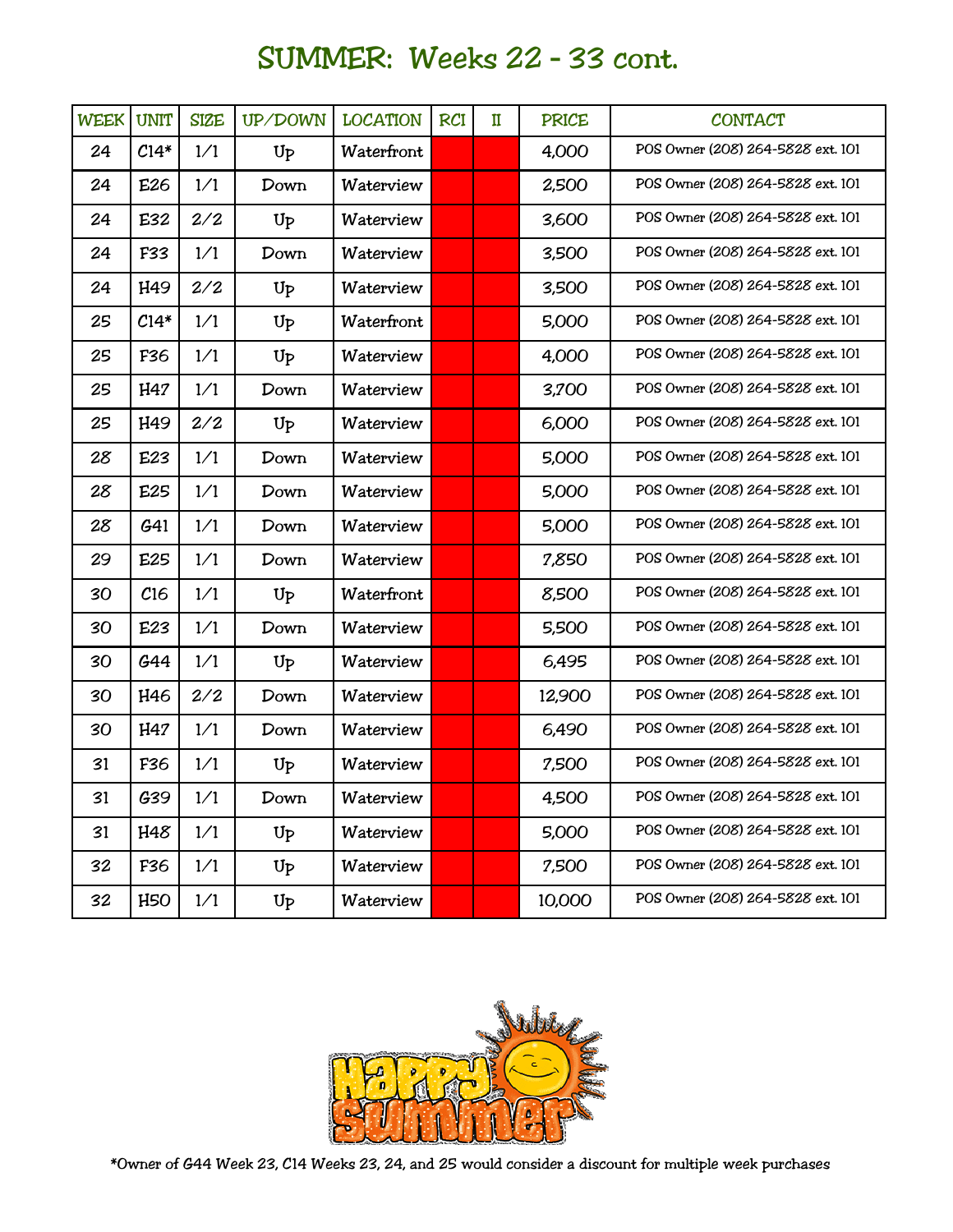# SUMMER: Weeks 22 - 33 cont.

| WEEK | UNIT | SIZE | UP/DOWN | LOCATION | RCI | II | PRICE | CONTACT |
|---|---|---|---|---|---|---|---|---|
| 24 | C14* | 1/1 | Up | Waterfront | | | 4,000 | POS Owner (208) 264-5828 ext. 101 |
| 24 | E26 | 1/1 | Down | Waterview | | | 2,500 | POS Owner (208) 264-5828 ext. 101 |
| 24 | E32 | 2/2 | Up | Waterview | | | 3,600 | POS Owner (208) 264-5828 ext. 101 |
| 24 | F33 | 1/1 | Down | Waterview | | | 3,500 | POS Owner (208) 264-5828 ext. 101 |
| 24 | H49 | 2/2 | Up | Waterview | | | 3,500 | POS Owner (208) 264-5828 ext. 101 |
| 25 | C14* | 1/1 | Up | Waterfront | | | 5,000 | POS Owner (208) 264-5828 ext. 101 |
| 25 | F36 | 1/1 | Up | Waterview | | | 4,000 | POS Owner (208) 264-5828 ext. 101 |
| 25 | H47 | 1/1 | Down | Waterview | | | 3,700 | POS Owner (208) 264-5828 ext. 101 |
| 25 | H49 | 2/2 | Up | Waterview | | | 6,000 | POS Owner (208) 264-5828 ext. 101 |
| 28 | E23 | 1/1 | Down | Waterview | | | 5,000 | POS Owner (208) 264-5828 ext. 101 |
| 28 | E25 | 1/1 | Down | Waterview | | | 5,000 | POS Owner (208) 264-5828 ext. 101 |
| 28 | G41 | 1/1 | Down | Waterview | | | 5,000 | POS Owner (208) 264-5828 ext. 101 |
| 29 | E25 | 1/1 | Down | Waterview | | | 7,850 | POS Owner (208) 264-5828 ext. 101 |
| 30 | C16 | 1/1 | Up | Waterfront | | | 8,500 | POS Owner (208) 264-5828 ext. 101 |
| 30 | E23 | 1/1 | Down | Waterview | | | 5,500 | POS Owner (208) 264-5828 ext. 101 |
| 30 | G44 | 1/1 | Up | Waterview | | | 6,495 | POS Owner (208) 264-5828 ext. 101 |
| 30 | H46 | 2/2 | Down | Waterview | | | 12,900 | POS Owner (208) 264-5828 ext. 101 |
| 30 | H47 | 1/1 | Down | Waterview | | | 6,490 | POS Owner (208) 264-5828 ext. 101 |
| 31 | F36 | 1/1 | Up | Waterview | | | 7,500 | POS Owner (208) 264-5828 ext. 101 |
| 31 | G39 | 1/1 | Down | Waterview | | | 4,500 | POS Owner (208) 264-5828 ext. 101 |
| 31 | H48 | 1/1 | Up | Waterview | | | 5,000 | POS Owner (208) 264-5828 ext. 101 |
| 32 | F36 | 1/1 | Up | Waterview | | | 7,500 | POS Owner (208) 264-5828 ext. 101 |
| 32 | H50 | 1/1 | Up | Waterview | | | 10,000 | POS Owner (208) 264-5828 ext. 101 |

*Owner of G44 Week 23, C14 Weeks 23, 24, and 25 would consider a discount for multiple week purchases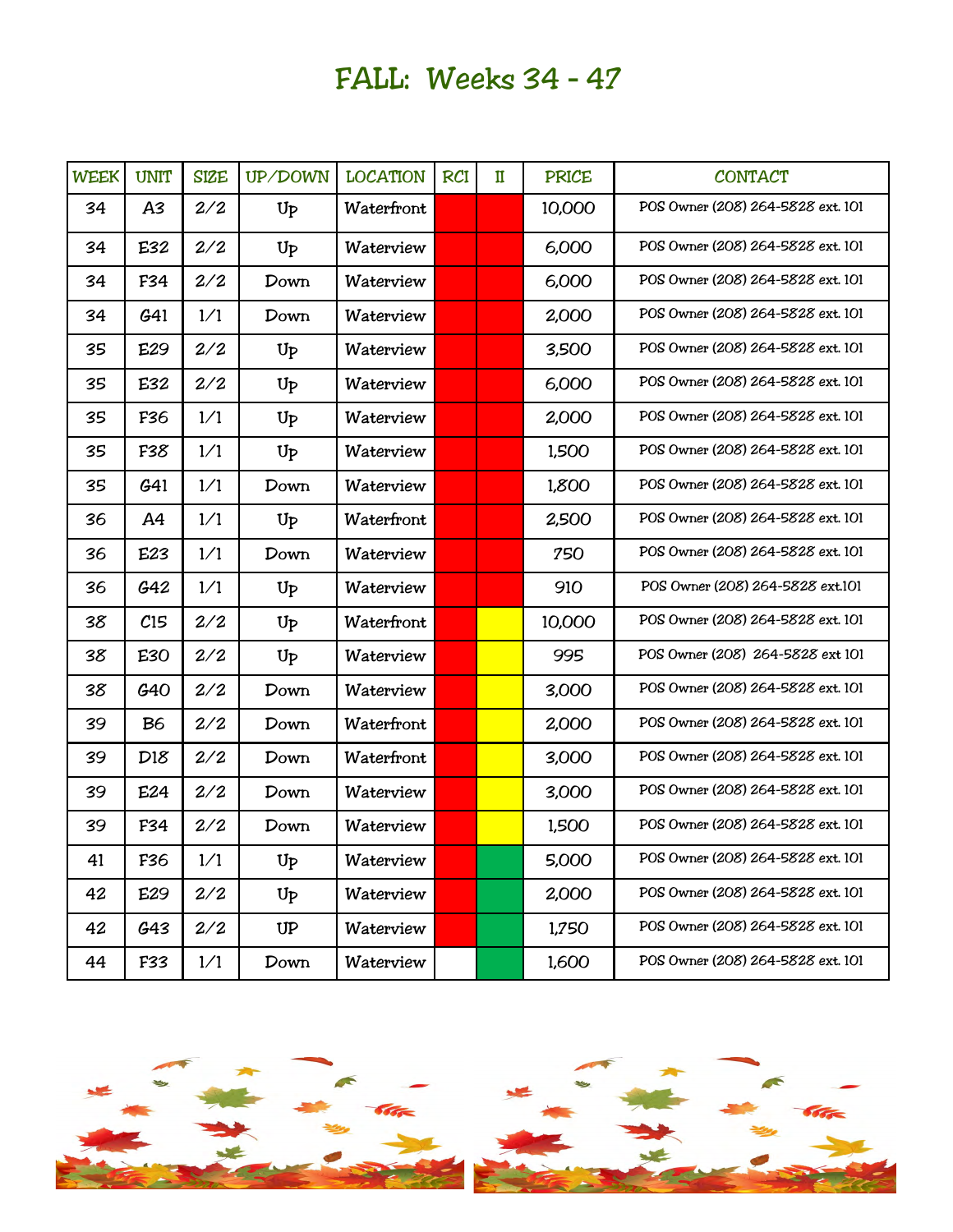# FALL: Weeks 34 - 47

| WEEK | UNIT | SIZE | UP/DOWN | LOCATION | RCI | II | PRICE | CONTACT |
|---|---|---|---|---|---|---|---|---|
| 34 | A3 | 2/2 | Up | Waterfront | | | 10,000 | POS Owner (208) 264-5828 ext. 101 |
| 34 | E32 | 2/2 | Up | Waterview | | | 6,000 | POS Owner (208) 264-5828 ext. 101 |
| 34 | F34 | 2/2 | Down | Waterview | | | 6,000 | POS Owner (208) 264-5828 ext. 101 |
| 34 | G41 | 1/1 | Down | Waterview | | | 2,000 | POS Owner (208) 264-5828 ext. 101 |
| 35 | E29 | 2/2 | Up | Waterview | | | 3,500 | POS Owner (208) 264-5828 ext. 101 |
| 35 | E32 | 2/2 | Up | Waterview | | | 6,000 | POS Owner (208) 264-5828 ext. 101 |
| 35 | F36 | 1/1 | Up | Waterview | | | 2,000 | POS Owner (208) 264-5828 ext. 101 |
| 35 | F38 | 1/1 | Up | Waterview | | | 1,500 | POS Owner (208) 264-5828 ext. 101 |
| 35 | G41 | 1/1 | Down | Waterview | | | 1,800 | POS Owner (208) 264-5828 ext. 101 |
| 36 | A4 | 1/1 | Up | Waterfront | | | 2,500 | POS Owner (208) 264-5828 ext. 101 |
| 36 | E23 | 1/1 | Down | Waterview | | | 750 | POS Owner (208) 264-5828 ext. 101 |
| 36 | G42 | 1/1 | Up | Waterview | | | 910 | POS Owner (208) 264-5828 ext.101 |
| 38 | C15 | 2/2 | Up | Waterfront | | | 10,000 | POS Owner (208) 264-5828 ext. 101 |
| 38 | E30 | 2/2 | Up | Waterview | | | 995 | POS Owner (208) 264-5828 ext 101 |
| 38 | G40 | 2/2 | Down | Waterview | | | 3,000 | POS Owner (208) 264-5828 ext. 101 |
| 39 | B6 | 2/2 | Down | Waterfront | | | 2,000 | POS Owner (208) 264-5828 ext. 101 |
| 39 | D18 | 2/2 | Down | Waterfront | | | 3,000 | POS Owner (208) 264-5828 ext. 101 |
| 39 | E24 | 2/2 | Down | Waterview | | | 3,000 | POS Owner (208) 264-5828 ext. 101 |
| 39 | F34 | 2/2 | Down | Waterview | | | 1,500 | POS Owner (208) 264-5828 ext. 101 |
| 41 | F36 | 1/1 | Up | Waterview | | | 5,000 | POS Owner (208) 264-5828 ext. 101 |
| 42 | E29 | 2/2 | Up | Waterview | | | 2,000 | POS Owner (208) 264-5828 ext. 101 |
| 42 | G43 | 2/2 | UP | Waterview | | | 1,750 | POS Owner (208) 264-5828 ext. 101 |
| 44 | F33 | 1/1 | Down | Waterview | | | 1,600 | POS Owner (208) 264-5828 ext. 101 |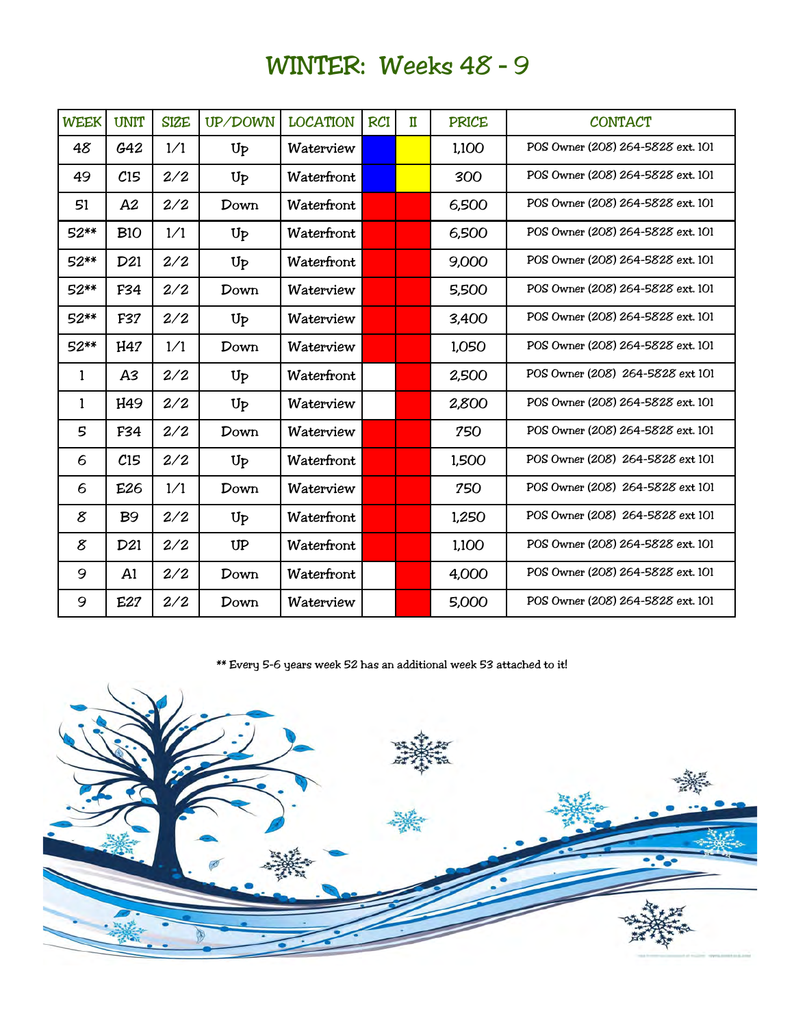# WINTER: Weeks 48 - 9

| WEEK | UNIT | SIZE | UP/DOWN | LOCATION | RCI | II | PRICE | CONTACT |
|---|---|---|---|---|---|---|---|---|
| 48 | G42 | 1/1 | Up | Waterview | | | 1,100 | POS Owner (208) 264-5828 ext. 101 |
| 49 | C15 | 2/2 | Up | Waterfront | | | 300 | POS Owner (208) 264-5828 ext. 101 |
| 51 | A2 | 2/2 | Down | Waterfront | | | 6,500 | POS Owner (208) 264-5828 ext. 101 |
| 52** | B10 | 1/1 | Up | Waterfront | | | 6,500 | POS Owner (208) 264-5828 ext. 101 |
| 52** | D21 | 2/2 | Up | Waterfront | | | 9,000 | POS Owner (208) 264-5828 ext. 101 |
| 52** | F34 | 2/2 | Down | Waterview | | | 5,500 | POS Owner (208) 264-5828 ext. 101 |
| 52** | F37 | 2/2 | Up | Waterview | | | 3,400 | POS Owner (208) 264-5828 ext. 101 |
| 52** | H47 | 1/1 | Down | Waterview | | | 1,050 | POS Owner (208) 264-5828 ext. 101 |
| 1 | A3 | 2/2 | Up | Waterfront | | | 2,500 | POS Owner (208) 264-5828 ext 101 |
| 1 | H49 | 2/2 | Up | Waterview | | | 2,800 | POS Owner (208) 264-5828 ext. 101 |
| 5 | F34 | 2/2 | Down | Waterview | | | 750 | POS Owner (208) 264-5828 ext. 101 |
| 6 | C15 | 2/2 | Up | Waterfront | | | 1,500 | POS Owner (208) 264-5828 ext 101 |
| 6 | E26 | 1/1 | Down | Waterview | | | 750 | POS Owner (208) 264-5828 ext 101 |
| 8 | B9 | 2/2 | Up | Waterfront | | | 1,250 | POS Owner (208) 264-5828 ext 101 |
| 8 | D21 | 2/2 | UP | Waterfront | | | 1,100 | POS Owner (208) 264-5828 ext. 101 |
| 9 | A1 | 2/2 | Down | Waterfront | | | 4,000 | POS Owner (208) 264-5828 ext. 101 |
| 9 | E27 | 2/2 | Down | Waterview | | | 5,000 | POS Owner (208) 264-5828 ext. 101 |

** Every 5-6 years week 52 has an additional week 53 attached to it!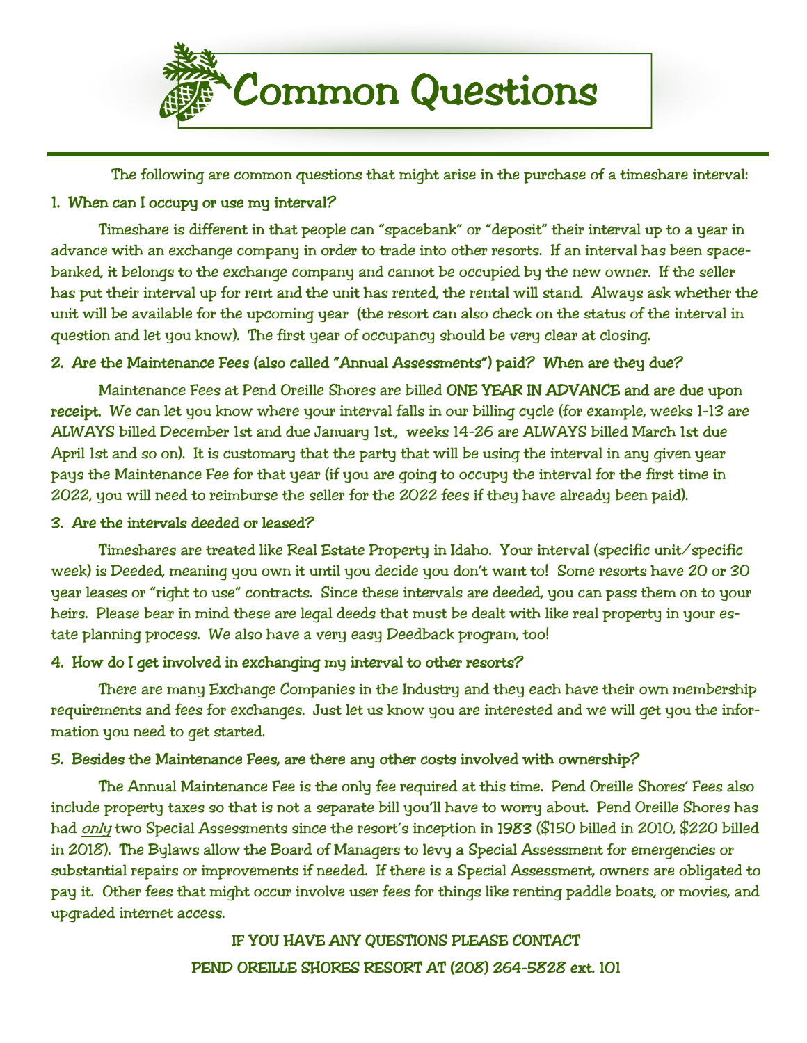# Common Questions

The following are common questions that might arise in the purchase of a timeshare interval:

**1. When can I occupy or use my interval?**

Timeshare is different in that people can "spacebank" or "deposit" their interval up to a year in advance with an exchange company in order to trade into other resorts. If an interval has been space-banked, it belongs to the exchange company and cannot be occupied by the new owner. If the seller has put their interval up for rent and the unit has rented, the rental will stand. Always ask whether the unit will be available for the upcoming year (the resort can also check on the status of the interval in question and let you know). The first year of occupancy should be very clear at closing.

**2. Are the Maintenance Fees (also called "Annual Assessments") paid? When are they due?**

Maintenance Fees at Pend Oreille Shores are billed **ONE YEAR IN ADVANCE and are due upon receipt.** We can let you know where your interval falls in our billing cycle (for example, weeks 1-13 are ALWAYS billed December 1st and due January 1st., weeks 14-26 are ALWAYS billed March 1st due April 1st and so on). It is customary that the party that will be using the interval in any given year pays the Maintenance Fee for that year (if you are going to occupy the interval for the first time in 2022, you will need to reimburse the seller for the 2022 fees if they have already been paid).

**3. Are the intervals deeded or leased?**

Timeshares are treated like Real Estate Property in Idaho. Your interval (specific unit/specific week) is Deeded, meaning you own it until you decide you don't want to! Some resorts have 20 or 30 year leases or "right to use" contracts. Since these intervals are deeded, you can pass them on to your heirs. Please bear in mind these are legal deeds that must be dealt with like real property in your estate planning process. We also have a very easy Deedback program, too!

**4. How do I get involved in exchanging my interval to other resorts?**

There are many Exchange Companies in the Industry and they each have their own membership requirements and fees for exchanges. Just let us know you are interested and we will get you the information you need to get started.

**5. Besides the Maintenance Fees, are there any other costs involved with ownership?**

The Annual Maintenance Fee is the only fee required at this time. Pend Oreille Shores' Fees also include property taxes so that is not a separate bill you'll have to worry about. Pend Oreille Shores has had *only* two Special Assessments since the resort's inception in 1983 ($150 billed in 2010, $220 billed in 2018). The Bylaws allow the Board of Managers to levy a Special Assessment for emergencies or substantial repairs or improvements if needed. If there is a Special Assessment, owners are obligated to pay it. Other fees that might occur involve user fees for things like renting paddle boats, or movies, and upgraded internet access.

**IF YOU HAVE ANY QUESTIONS PLEASE CONTACT**
**PEND OREILLE SHORES RESORT AT (208) 264-5828 ext. 101**